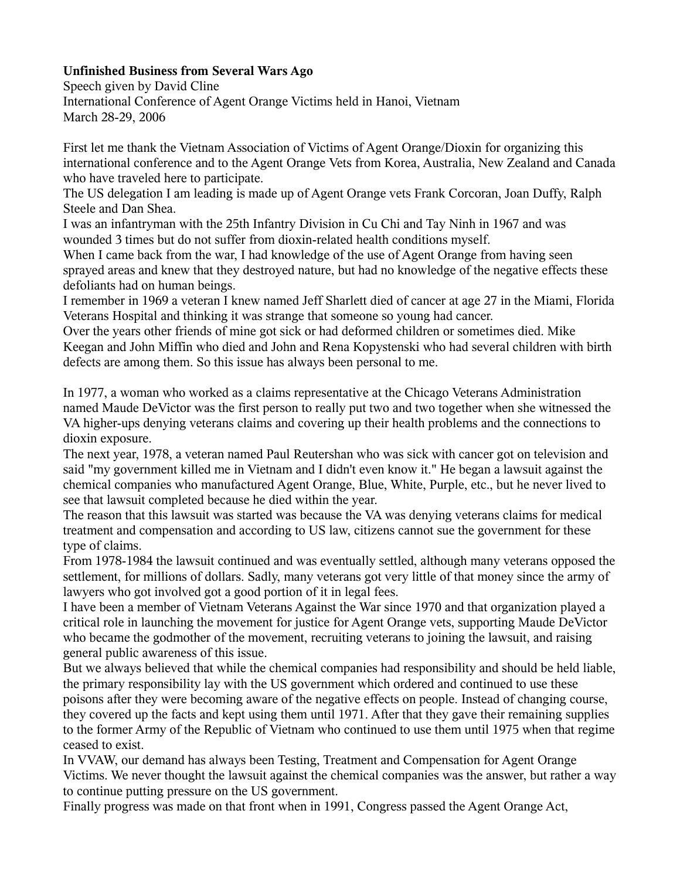**Unfinished Business from Several Wars Ago**

Speech given by David Cline

International Conference of Agent Orange Victims held in Hanoi, Vietnam

March 28-29, 2006

First let me thank the Vietnam Association of Victims of Agent Orange/Dioxin for organizing this international conference and to the Agent Orange Vets from Korea, Australia, New Zealand and Canada who have traveled here to participate.

The US delegation I am leading is made up of Agent Orange vets Frank Corcoran, Joan Duffy, Ralph Steele and Dan Shea.

I was an infantryman with the 25th Infantry Division in Cu Chi and Tay Ninh in 1967 and was wounded 3 times but do not suffer from dioxin-related health conditions myself.

When I came back from the war, I had knowledge of the use of Agent Orange from having seen sprayed areas and knew that they destroyed nature, but had no knowledge of the negative effects these defoliants had on human beings.

I remember in 1969 a veteran I knew named Jeff Sharlett died of cancer at age 27 in the Miami, Florida Veterans Hospital and thinking it was strange that someone so young had cancer.

Over the years other friends of mine got sick or had deformed children or sometimes died. Mike Keegan and John Miffin who died and John and Rena Kopystenski who had several children with birth defects are among them. So this issue has always been personal to me.

In 1977, a woman who worked as a claims representative at the Chicago Veterans Administration named Maude DeVictor was the first person to really put two and two together when she witnessed the VA higher-ups denying veterans claims and covering up their health problems and the connections to dioxin exposure.

The next year, 1978, a veteran named Paul Reutershan who was sick with cancer got on television and said "my government killed me in Vietnam and I didn't even know it." He began a lawsuit against the chemical companies who manufactured Agent Orange, Blue, White, Purple, etc., but he never lived to see that lawsuit completed because he died within the year.

The reason that this lawsuit was started was because the VA was denying veterans claims for medical treatment and compensation and according to US law, citizens cannot sue the government for these type of claims.

From 1978-1984 the lawsuit continued and was eventually settled, although many veterans opposed the settlement, for millions of dollars. Sadly, many veterans got very little of that money since the army of lawyers who got involved got a good portion of it in legal fees.

I have been a member of Vietnam Veterans Against the War since 1970 and that organization played a critical role in launching the movement for justice for Agent Orange vets, supporting Maude DeVictor who became the godmother of the movement, recruiting veterans to joining the lawsuit, and raising general public awareness of this issue.

But we always believed that while the chemical companies had responsibility and should be held liable, the primary responsibility lay with the US government which ordered and continued to use these poisons after they were becoming aware of the negative effects on people. Instead of changing course, they covered up the facts and kept using them until 1971. After that they gave their remaining supplies to the former Army of the Republic of Vietnam who continued to use them until 1975 when that regime ceased to exist.

In VVAW, our demand has always been Testing, Treatment and Compensation for Agent Orange Victims. We never thought the lawsuit against the chemical companies was the answer, but rather a way to continue putting pressure on the US government.

Finally progress was made on that front when in 1991, Congress passed the Agent Orange Act,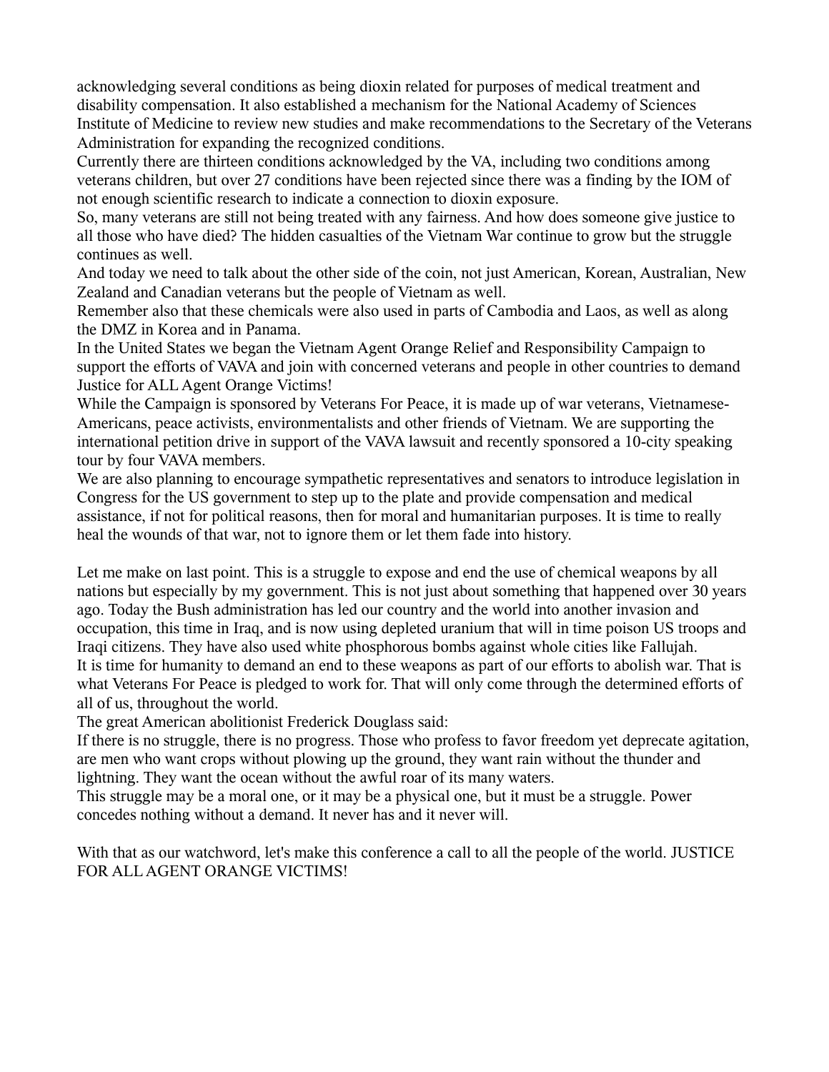acknowledging several conditions as being dioxin related for purposes of medical treatment and disability compensation. It also established a mechanism for the National Academy of Sciences Institute of Medicine to review new studies and make recommendations to the Secretary of the Veterans Administration for expanding the recognized conditions.

Currently there are thirteen conditions acknowledged by the VA, including two conditions among veterans children, but over 27 conditions have been rejected since there was a finding by the IOM of not enough scientific research to indicate a connection to dioxin exposure.

So, many veterans are still not being treated with any fairness. And how does someone give justice to all those who have died? The hidden casualties of the Vietnam War continue to grow but the struggle continues as well.

And today we need to talk about the other side of the coin, not just American, Korean, Australian, New Zealand and Canadian veterans but the people of Vietnam as well.

Remember also that these chemicals were also used in parts of Cambodia and Laos, as well as along the DMZ in Korea and in Panama.

In the United States we began the Vietnam Agent Orange Relief and Responsibility Campaign to support the efforts of VAVA and join with concerned veterans and people in other countries to demand Justice for ALL Agent Orange Victims!

While the Campaign is sponsored by Veterans For Peace, it is made up of war veterans, Vietnamese-Americans, peace activists, environmentalists and other friends of Vietnam. We are supporting the international petition drive in support of the VAVA lawsuit and recently sponsored a 10-city speaking tour by four VAVA members.

We are also planning to encourage sympathetic representatives and senators to introduce legislation in Congress for the US government to step up to the plate and provide compensation and medical assistance, if not for political reasons, then for moral and humanitarian purposes. It is time to really heal the wounds of that war, not to ignore them or let them fade into history.

Let me make on last point. This is a struggle to expose and end the use of chemical weapons by all nations but especially by my government. This is not just about something that happened over 30 years ago. Today the Bush administration has led our country and the world into another invasion and occupation, this time in Iraq, and is now using depleted uranium that will in time poison US troops and Iraqi citizens. They have also used white phosphorous bombs against whole cities like Fallujah.

It is time for humanity to demand an end to these weapons as part of our efforts to abolish war. That is what Veterans For Peace is pledged to work for. That will only come through the determined efforts of all of us, throughout the world.

The great American abolitionist Frederick Douglass said:

If there is no struggle, there is no progress. Those who profess to favor freedom yet deprecate agitation, are men who want crops without plowing up the ground, they want rain without the thunder and lightning. They want the ocean without the awful roar of its many waters.

This struggle may be a moral one, or it may be a physical one, but it must be a struggle. Power concedes nothing without a demand. It never has and it never will.

With that as our watchword, let's make this conference a call to all the people of the world. JUSTICE FOR ALL AGENT ORANGE VICTIMS!